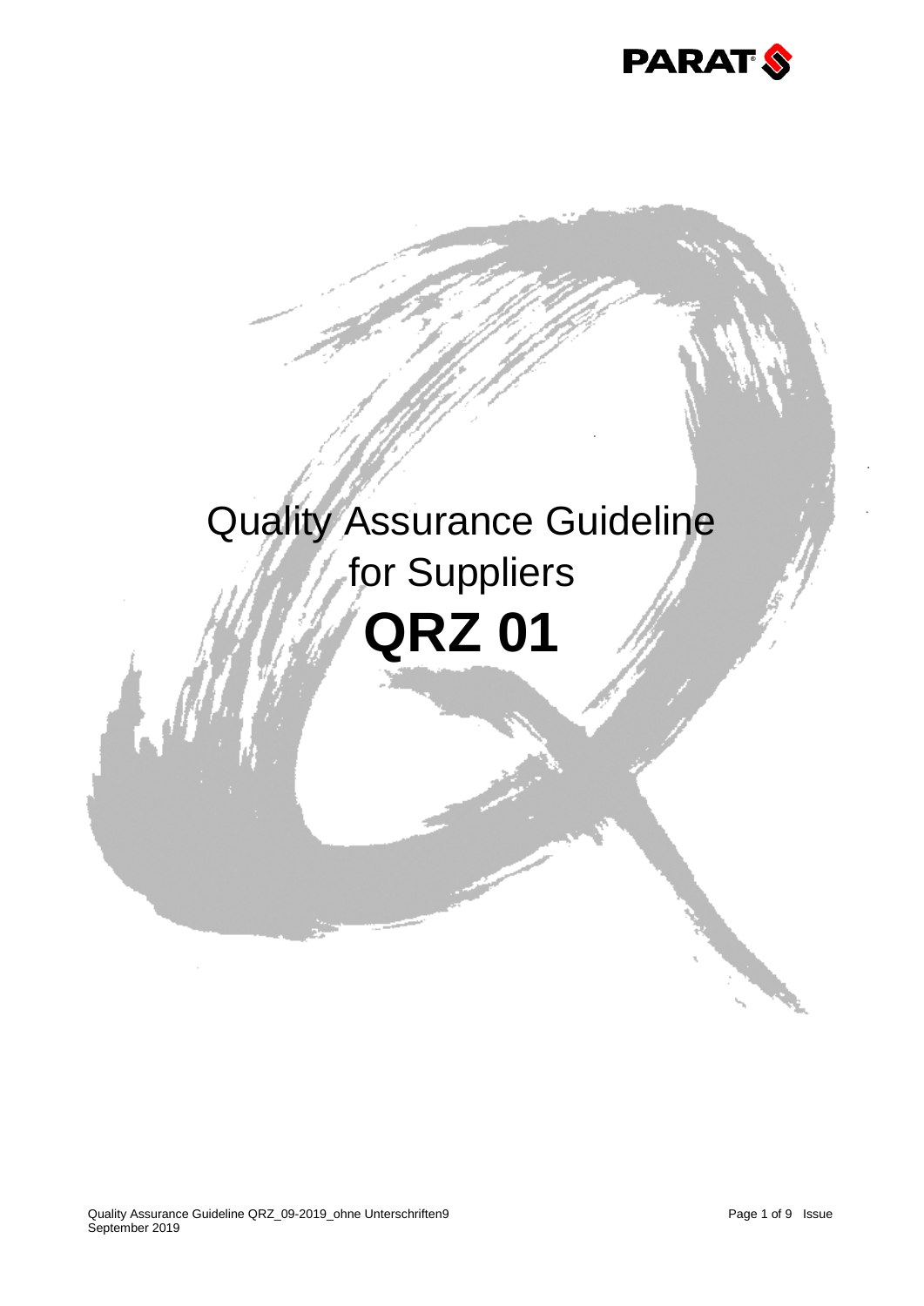PARAT

# Quality Assurance Guideline for Suppliers

# QRZ 01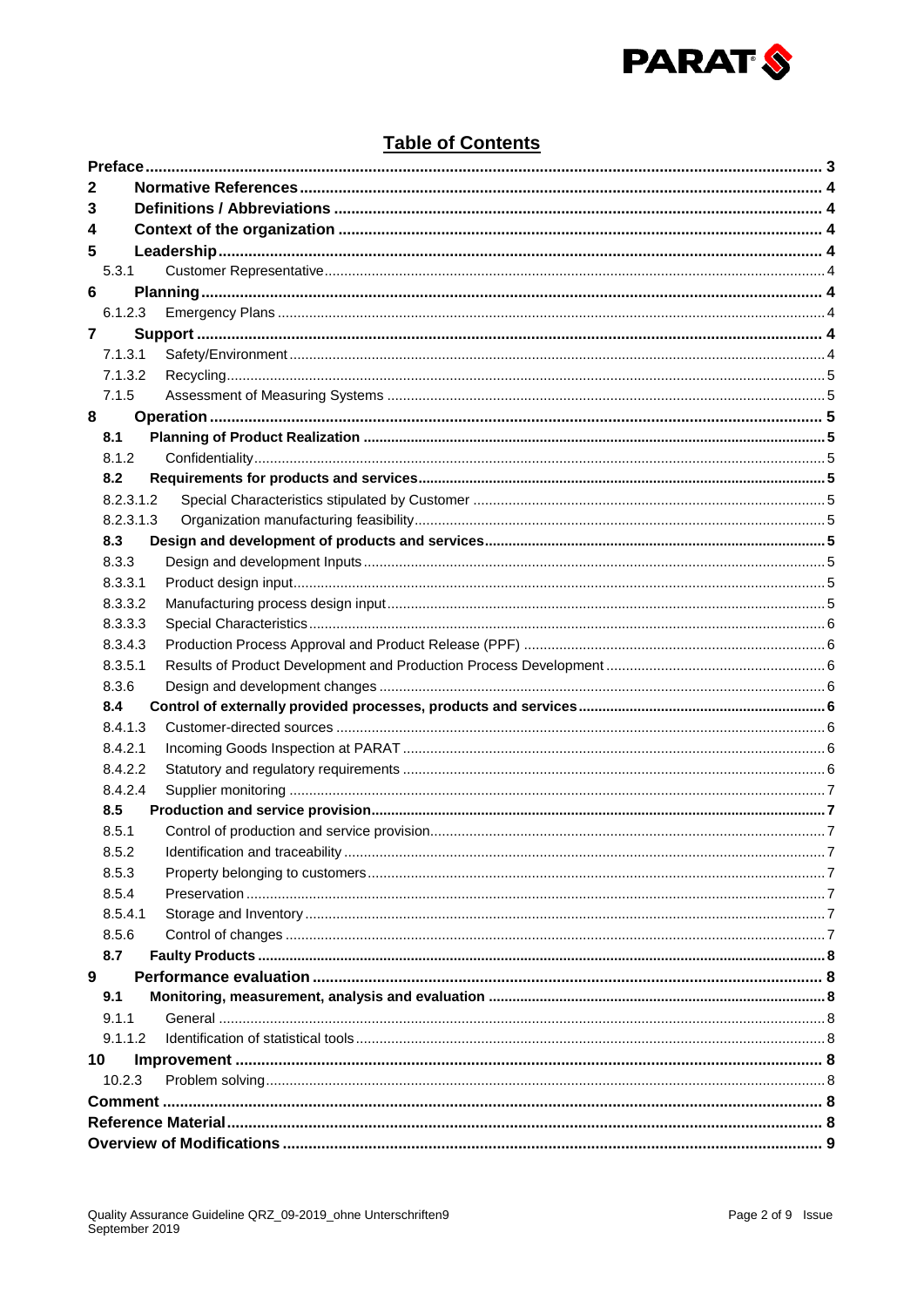# Table of Contents

| | | |
|---|---|---|
| **Preface** | | **3** |
| **2** | **Normative References** | **4** |
| **3** | **Definitions / Abbreviations** | **4** |
| **4** | **Context of the organization** | **4** |
| **5** | **Leadership** | **4** |
| 5.3.1 | Customer Representative | 4 |
| **6** | **Planning** | **4** |
| 6.1.2.3 | Emergency Plans | 4 |
| **7** | **Support** | **4** |
| 7.1.3.1 | Safety/Environment | 4 |
| 7.1.3.2 | Recycling | 5 |
| 7.1.5 | Assessment of Measuring Systems | 5 |
| **8** | **Operation** | **5** |
| **8.1** | **Planning of Product Realization** | **5** |
| 8.1.2 | Confidentiality | 5 |
| **8.2** | **Requirements for products and services** | **5** |
| 8.2.3.1.2 | Special Characteristics stipulated by Customer | 5 |
| 8.2.3.1.3 | Organization manufacturing feasibility | 5 |
| **8.3** | **Design and development of products and services** | **5** |
| 8.3.3 | Design and development Inputs | 5 |
| 8.3.3.1 | Product design input | 5 |
| 8.3.3.2 | Manufacturing process design input | 5 |
| 8.3.3.3 | Special Characteristics | 6 |
| 8.3.4.3 | Production Process Approval and Product Release (PPF) | 6 |
| 8.3.5.1 | Results of Product Development and Production Process Development | 6 |
| 8.3.6 | Design and development changes | 6 |
| **8.4** | **Control of externally provided processes, products and services** | **6** |
| 8.4.1.3 | Customer-directed sources | 6 |
| 8.4.2.1 | Incoming Goods Inspection at PARAT | 6 |
| 8.4.2.2 | Statutory and regulatory requirements | 6 |
| 8.4.2.4 | Supplier monitoring | 7 |
| **8.5** | **Production and service provision** | **7** |
| 8.5.1 | Control of production and service provision | 7 |
| 8.5.2 | Identification and traceability | 7 |
| 8.5.3 | Property belonging to customers | 7 |
| 8.5.4 | Preservation | 7 |
| 8.5.4.1 | Storage and Inventory | 7 |
| 8.5.6 | Control of changes | 7 |
| **8.7** | **Faulty Products** | **8** |
| **9** | **Performance evaluation** | **8** |
| **9.1** | **Monitoring, measurement, analysis and evaluation** | **8** |
| 9.1.1 | General | 8 |
| 9.1.1.2 | Identification of statistical tools | 8 |
| **10** | **Improvement** | **8** |
| 10.2.3 | Problem solving | 8 |
| **Comment** | | **8** |
| **Reference Material** | | **8** |
| **Overview of Modifications** | | **9** |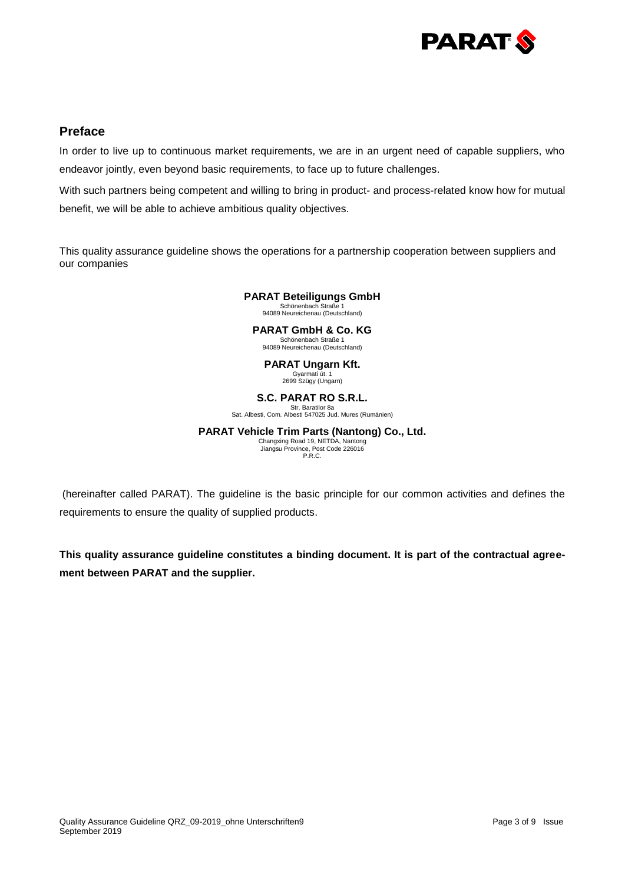## Preface

In order to live up to continuous market requirements, we are in an urgent need of capable suppliers, who endeavor jointly, even beyond basic requirements, to face up to future challenges.

With such partners being competent and willing to bring in product- and process-related know how for mutual benefit, we will be able to achieve ambitious quality objectives.

This quality assurance guideline shows the operations for a partnership cooperation between suppliers and our companies

**PARAT Beteiligungs GmbH**
Schönenbach Straße 1
94089 Neureichenau (Deutschland)

**PARAT GmbH & Co. KG**
Schönenbach Straße 1
94089 Neureichenau (Deutschland)

**PARAT Ungarn Kft.**
Gyarmati út. 1
2699 Szügy (Ungarn)

**S.C. PARAT RO S.R.L.**
Str. Baratilor 8a
Sat. Albesti, Com. Albesti 547025 Jud. Mures (Rumänien)

**PARAT Vehicle Trim Parts (Nantong) Co., Ltd.**
Changxing Road 19, NETDA, Nantong
Jiangsu Province, Post Code 226016
P.R.C.

(hereinafter called PARAT). The guideline is the basic principle for our common activities and defines the requirements to ensure the quality of supplied products.

**This quality assurance guideline constitutes a binding document. It is part of the contractual agreement between PARAT and the supplier.**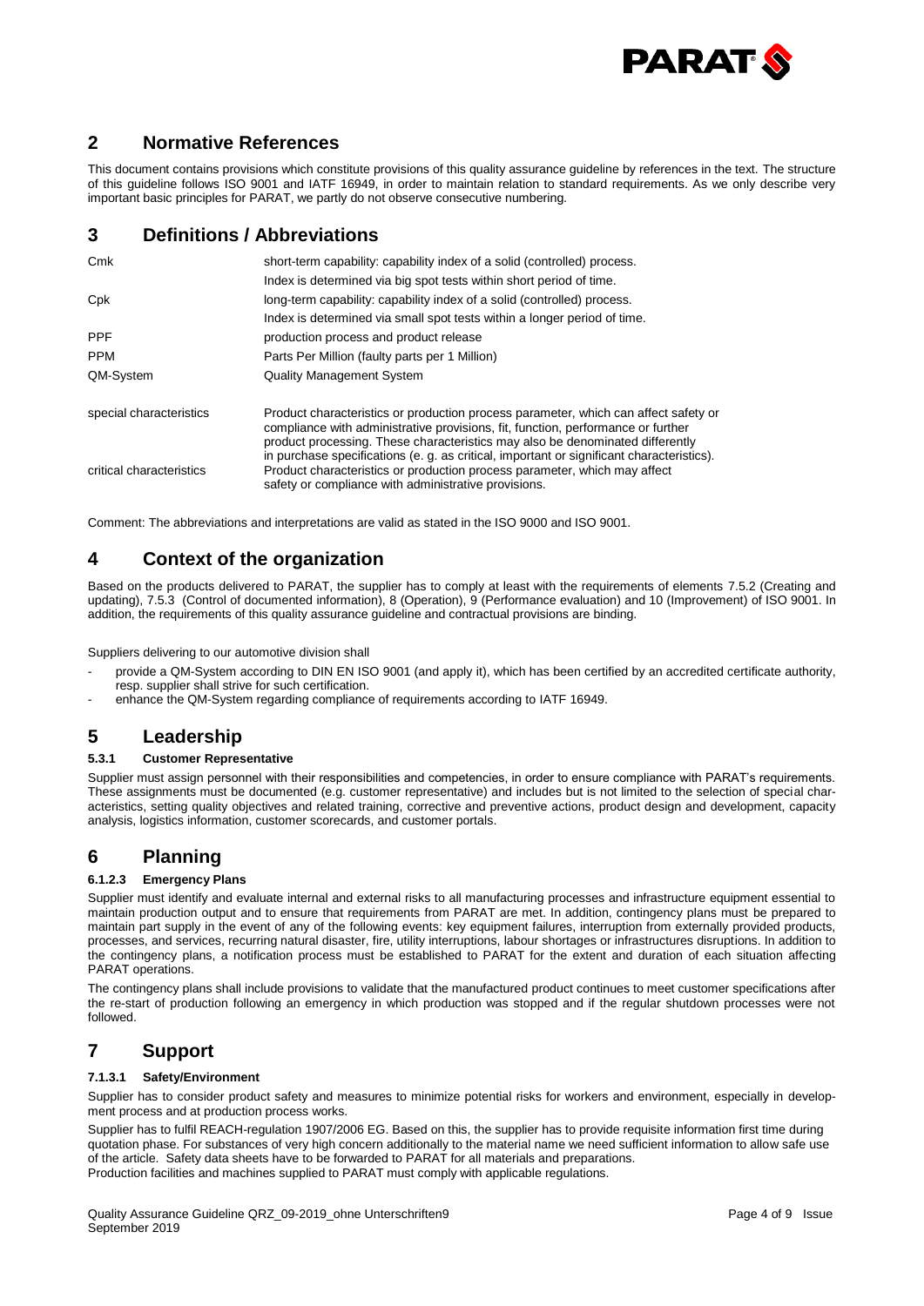## 2 Normative References

This document contains provisions which constitute provisions of this quality assurance guideline by references in the text. The structure of this guideline follows ISO 9001 and IATF 16949, in order to maintain relation to standard requirements. As we only describe very important basic principles for PARAT, we partly do not observe consecutive numbering.

## 3 Definitions / Abbreviations

| | |
|---|---|
| Cmk | short-term capability: capability index of a solid (controlled) process. Index is determined via big spot tests within short period of time. |
| Cpk | long-term capability: capability index of a solid (controlled) process. Index is determined via small spot tests within a longer period of time. |
| PPF | production process and product release |
| PPM | Parts Per Million (faulty parts per 1 Million) |
| QM-System | Quality Management System |
| special characteristics | Product characteristics or production process parameter, which can affect safety or compliance with administrative provisions, fit, function, performance or further product processing. These characteristics may also be denominated differently in purchase specifications (e. g. as critical, important or significant characteristics). |
| critical characteristics | Product characteristics or production process parameter, which may affect safety or compliance with administrative provisions. |

Comment: The abbreviations and interpretations are valid as stated in the ISO 9000 and ISO 9001.

## 4 Context of the organization

Based on the products delivered to PARAT, the supplier has to comply at least with the requirements of elements 7.5.2 (Creating and updating), 7.5.3 (Control of documented information), 8 (Operation), 9 (Performance evaluation) and 10 (Improvement) of ISO 9001. In addition, the requirements of this quality assurance guideline and contractual provisions are binding.

Suppliers delivering to our automotive division shall

- provide a QM-System according to DIN EN ISO 9001 (and apply it), which has been certified by an accredited certificate authority, resp. supplier shall strive for such certification.
- enhance the QM-System regarding compliance of requirements according to IATF 16949.

## 5 Leadership

### 5.3.1 Customer Representative

Supplier must assign personnel with their responsibilities and competencies, in order to ensure compliance with PARAT's requirements. These assignments must be documented (e.g. customer representative) and includes but is not limited to the selection of special characteristics, setting quality objectives and related training, corrective and preventive actions, product design and development, capacity analysis, logistics information, customer scorecards, and customer portals.

## 6 Planning

### 6.1.2.3 Emergency Plans

Supplier must identify and evaluate internal and external risks to all manufacturing processes and infrastructure equipment essential to maintain production output and to ensure that requirements from PARAT are met. In addition, contingency plans must be prepared to maintain part supply in the event of any of the following events: key equipment failures, interruption from externally provided products, processes, and services, recurring natural disaster, fire, utility interruptions, labour shortages or infrastructures disruptions. In addition to the contingency plans, a notification process must be established to PARAT for the extent and duration of each situation affecting PARAT operations.

The contingency plans shall include provisions to validate that the manufactured product continues to meet customer specifications after the re-start of production following an emergency in which production was stopped and if the regular shutdown processes were not followed.

## 7 Support

### 7.1.3.1 Safety/Environment

Supplier has to consider product safety and measures to minimize potential risks for workers and environment, especially in development process and at production process works.

Supplier has to fulfil REACH-regulation 1907/2006 EG. Based on this, the supplier has to provide requisite information first time during quotation phase. For substances of very high concern additionally to the material name we need sufficient information to allow safe use of the article. Safety data sheets have to be forwarded to PARAT for all materials and preparations.
Production facilities and machines supplied to PARAT must comply with applicable regulations.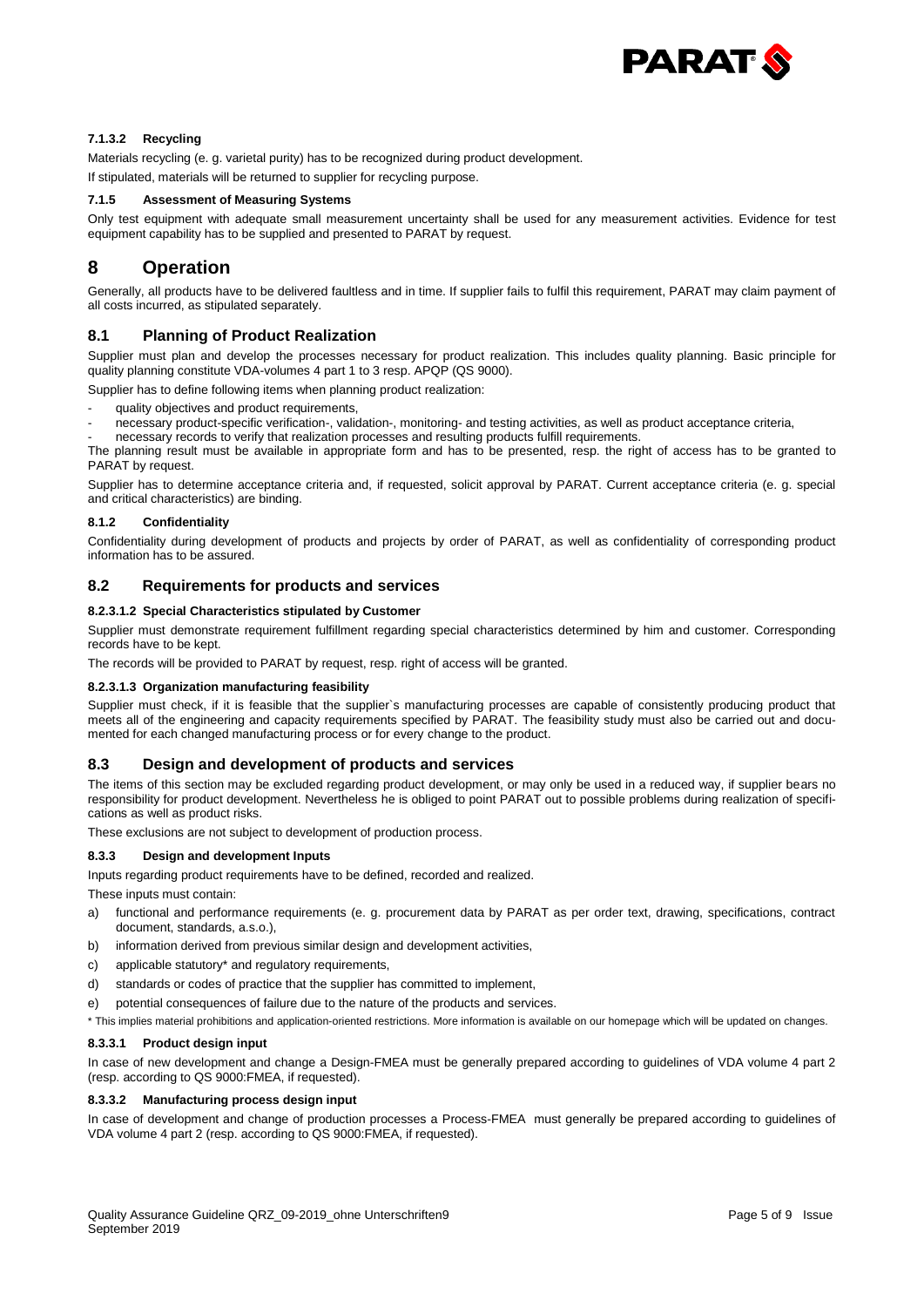#### 7.1.3.2 Recycling

Materials recycling (e. g. varietal purity) has to be recognized during product development.

If stipulated, materials will be returned to supplier for recycling purpose.

#### 7.1.5 Assessment of Measuring Systems

Only test equipment with adequate small measurement uncertainty shall be used for any measurement activities. Evidence for test equipment capability has to be supplied and presented to PARAT by request.

# 8 Operation

Generally, all products have to be delivered faultless and in time. If supplier fails to fulfil this requirement, PARAT may claim payment of all costs incurred, as stipulated separately.

## 8.1 Planning of Product Realization

Supplier must plan and develop the processes necessary for product realization. This includes quality planning. Basic principle for quality planning constitute VDA-volumes 4 part 1 to 3 resp. APQP (QS 9000).

Supplier has to define following items when planning product realization:

- quality objectives and product requirements,
- necessary product-specific verification-, validation-, monitoring- and testing activities, as well as product acceptance criteria,
- necessary records to verify that realization processes and resulting products fulfill requirements.

The planning result must be available in appropriate form and has to be presented, resp. the right of access has to be granted to PARAT by request.

Supplier has to determine acceptance criteria and, if requested, solicit approval by PARAT. Current acceptance criteria (e. g. special and critical characteristics) are binding.

#### 8.1.2 Confidentiality

Confidentiality during development of products and projects by order of PARAT, as well as confidentiality of corresponding product information has to be assured.

## 8.2 Requirements for products and services

#### 8.2.3.1.2 Special Characteristics stipulated by Customer

Supplier must demonstrate requirement fulfillment regarding special characteristics determined by him and customer. Corresponding records have to be kept.

The records will be provided to PARAT by request, resp. right of access will be granted.

#### 8.2.3.1.3 Organization manufacturing feasibility

Supplier must check, if it is feasible that the supplier`s manufacturing processes are capable of consistently producing product that meets all of the engineering and capacity requirements specified by PARAT. The feasibility study must also be carried out and documented for each changed manufacturing process or for every change to the product.

## 8.3 Design and development of products and services

The items of this section may be excluded regarding product development, or may only be used in a reduced way, if supplier bears no responsibility for product development. Nevertheless he is obliged to point PARAT out to possible problems during realization of specifications as well as product risks.

These exclusions are not subject to development of production process.

#### 8.3.3 Design and development Inputs

Inputs regarding product requirements have to be defined, recorded and realized.

These inputs must contain:

a) functional and performance requirements (e. g. procurement data by PARAT as per order text, drawing, specifications, contract document, standards, a.s.o.),
b) information derived from previous similar design and development activities,
c) applicable statutory* and regulatory requirements,
d) standards or codes of practice that the supplier has committed to implement,
e) potential consequences of failure due to the nature of the products and services.

\* This implies material prohibitions and application-oriented restrictions. More information is available on our homepage which will be updated on changes.

#### 8.3.3.1 Product design input

In case of new development and change a Design-FMEA must be generally prepared according to guidelines of VDA volume 4 part 2 (resp. according to QS 9000:FMEA, if requested).

#### 8.3.3.2 Manufacturing process design input

In case of development and change of production processes a Process-FMEA must generally be prepared according to guidelines of VDA volume 4 part 2 (resp. according to QS 9000:FMEA, if requested).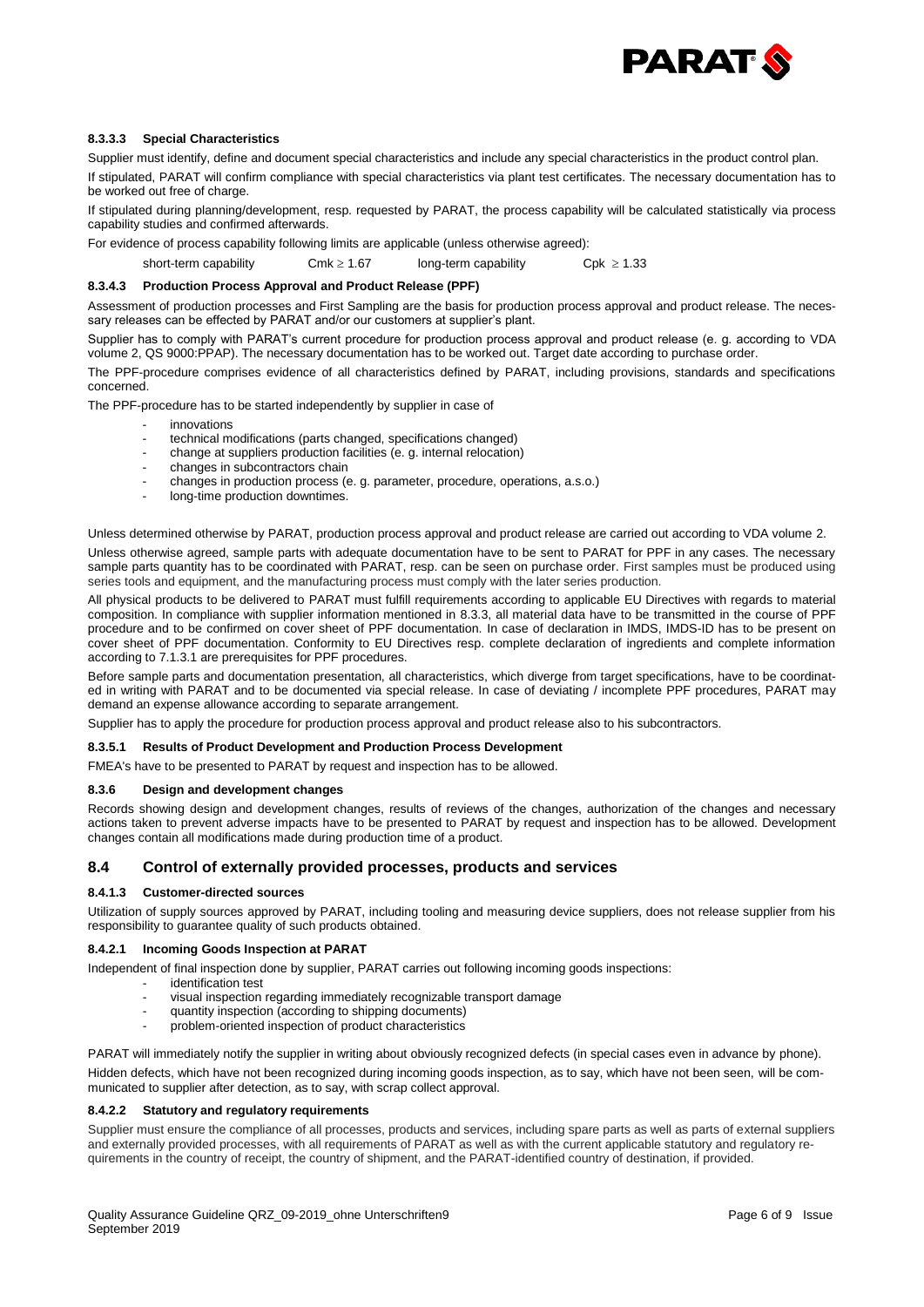#### 8.3.3.3 Special Characteristics

Supplier must identify, define and document special characteristics and include any special characteristics in the product control plan.

If stipulated, PARAT will confirm compliance with special characteristics via plant test certificates. The necessary documentation has to be worked out free of charge.

If stipulated during planning/development, resp. requested by PARAT, the process capability will be calculated statistically via process capability studies and confirmed afterwards.

For evidence of process capability following limits are applicable (unless otherwise agreed):

short-term capability $C_{mk} \geq 1.67$ long-term capability $C_{pk} \geq 1.33$

#### 8.3.4.3 Production Process Approval and Product Release (PPF)

Assessment of production processes and First Sampling are the basis for production process approval and product release. The necessary releases can be effected by PARAT and/or our customers at supplier's plant.

Supplier has to comply with PARAT's current procedure for production process approval and product release (e. g. according to VDA volume 2, QS 9000:PPAP). The necessary documentation has to be worked out. Target date according to purchase order.

The PPF-procedure comprises evidence of all characteristics defined by PARAT, including provisions, standards and specifications concerned.

The PPF-procedure has to be started independently by supplier in case of

- innovations
- technical modifications (parts changed, specifications changed)
- change at suppliers production facilities (e. g. internal relocation)
- changes in subcontractors chain
- changes in production process (e. g. parameter, procedure, operations, a.s.o.)
- long-time production downtimes.

Unless determined otherwise by PARAT, production process approval and product release are carried out according to VDA volume 2.

Unless otherwise agreed, sample parts with adequate documentation have to be sent to PARAT for PPF in any cases. The necessary sample parts quantity has to be coordinated with PARAT, resp. can be seen on purchase order. First samples must be produced using series tools and equipment, and the manufacturing process must comply with the later series production.

All physical products to be delivered to PARAT must fulfill requirements according to applicable EU Directives with regards to material composition. In compliance with supplier information mentioned in 8.3.3, all material data have to be transmitted in the course of PPF procedure and to be confirmed on cover sheet of PPF documentation. In case of declaration in IMDS, IMDS-ID has to be present on cover sheet of PPF documentation. Conformity to EU Directives resp. complete declaration of ingredients and complete information according to 7.1.3.1 are prerequisites for PPF procedures.

Before sample parts and documentation presentation, all characteristics, which diverge from target specifications, have to be coordinated in writing with PARAT and to be documented via special release. In case of deviating / incomplete PPF procedures, PARAT may demand an expense allowance according to separate arrangement.

Supplier has to apply the procedure for production process approval and product release also to his subcontractors.

#### 8.3.5.1 Results of Product Development and Production Process Development

FMEA's have to be presented to PARAT by request and inspection has to be allowed.

#### 8.3.6 Design and development changes

Records showing design and development changes, results of reviews of the changes, authorization of the changes and necessary actions taken to prevent adverse impacts have to be presented to PARAT by request and inspection has to be allowed. Development changes contain all modifications made during production time of a product.

## 8.4 Control of externally provided processes, products and services

#### 8.4.1.3 Customer-directed sources

Utilization of supply sources approved by PARAT, including tooling and measuring device suppliers, does not release supplier from his responsibility to guarantee quality of such products obtained.

#### 8.4.2.1 Incoming Goods Inspection at PARAT

Independent of final inspection done by supplier, PARAT carries out following incoming goods inspections:

- identification test
- visual inspection regarding immediately recognizable transport damage
- quantity inspection (according to shipping documents)
- problem-oriented inspection of product characteristics

PARAT will immediately notify the supplier in writing about obviously recognized defects (in special cases even in advance by phone).

Hidden defects, which have not been recognized during incoming goods inspection, as to say, which have not been seen, will be communicated to supplier after detection, as to say, with scrap collect approval.

#### 8.4.2.2 Statutory and regulatory requirements

Supplier must ensure the compliance of all processes, products and services, including spare parts as well as parts of external suppliers and externally provided processes, with all requirements of PARAT as well as with the current applicable statutory and regulatory requirements in the country of receipt, the country of shipment, and the PARAT-identified country of destination, if provided.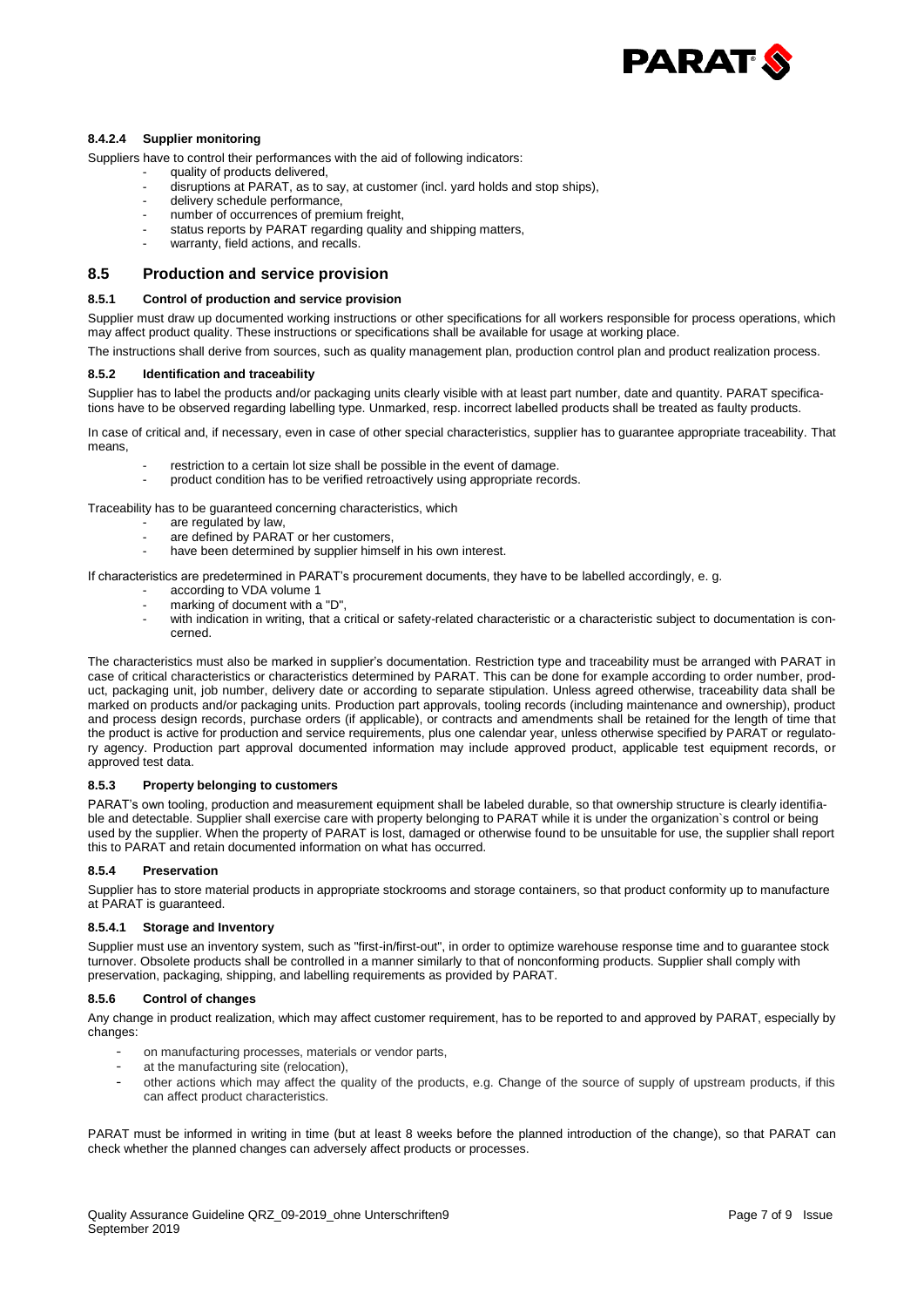#### 8.4.2.4 Supplier monitoring

Suppliers have to control their performances with the aid of following indicators:

- quality of products delivered,
- disruptions at PARAT, as to say, at customer (incl. yard holds and stop ships),
- delivery schedule performance,
- number of occurrences of premium freight,
- status reports by PARAT regarding quality and shipping matters,
- warranty, field actions, and recalls.

## 8.5 Production and service provision

### 8.5.1 Control of production and service provision

Supplier must draw up documented working instructions or other specifications for all workers responsible for process operations, which may affect product quality. These instructions or specifications shall be available for usage at working place.

The instructions shall derive from sources, such as quality management plan, production control plan and product realization process.

### 8.5.2 Identification and traceability

Supplier has to label the products and/or packaging units clearly visible with at least part number, date and quantity. PARAT specifications have to be observed regarding labelling type. Unmarked, resp. incorrect labelled products shall be treated as faulty products.

In case of critical and, if necessary, even in case of other special characteristics, supplier has to guarantee appropriate traceability. That means,

- restriction to a certain lot size shall be possible in the event of damage.
- product condition has to be verified retroactively using appropriate records.

Traceability has to be guaranteed concerning characteristics, which

- are regulated by law,
- are defined by PARAT or her customers,
- have been determined by supplier himself in his own interest.

If characteristics are predetermined in PARAT's procurement documents, they have to be labelled accordingly, e. g.

- according to VDA volume 1
- marking of document with a "D",
- with indication in writing, that a critical or safety-related characteristic or a characteristic subject to documentation is concerned.

The characteristics must also be marked in supplier's documentation. Restriction type and traceability must be arranged with PARAT in case of critical characteristics or characteristics determined by PARAT. This can be done for example according to order number, product, packaging unit, job number, delivery date or according to separate stipulation. Unless agreed otherwise, traceability data shall be marked on products and/or packaging units. Production part approvals, tooling records (including maintenance and ownership), product and process design records, purchase orders (if applicable), or contracts and amendments shall be retained for the length of time that the product is active for production and service requirements, plus one calendar year, unless otherwise specified by PARAT or regulatory agency. Production part approval documented information may include approved product, applicable test equipment records, or approved test data.

### 8.5.3 Property belonging to customers

PARAT's own tooling, production and measurement equipment shall be labeled durable, so that ownership structure is clearly identifiable and detectable. Supplier shall exercise care with property belonging to PARAT while it is under the organization`s control or being used by the supplier. When the property of PARAT is lost, damaged or otherwise found to be unsuitable for use, the supplier shall report this to PARAT and retain documented information on what has occurred.

### 8.5.4 Preservation

Supplier has to store material products in appropriate stockrooms and storage containers, so that product conformity up to manufacture at PARAT is guaranteed.

#### 8.5.4.1 Storage and Inventory

Supplier must use an inventory system, such as "first-in/first-out", in order to optimize warehouse response time and to guarantee stock turnover. Obsolete products shall be controlled in a manner similarly to that of nonconforming products. Supplier shall comply with preservation, packaging, shipping, and labelling requirements as provided by PARAT.

### 8.5.6 Control of changes

Any change in product realization, which may affect customer requirement, has to be reported to and approved by PARAT, especially by changes:

- on manufacturing processes, materials or vendor parts,
- at the manufacturing site (relocation),
- other actions which may affect the quality of the products, e.g. Change of the source of supply of upstream products, if this can affect product characteristics.

PARAT must be informed in writing in time (but at least 8 weeks before the planned introduction of the change), so that PARAT can check whether the planned changes can adversely affect products or processes.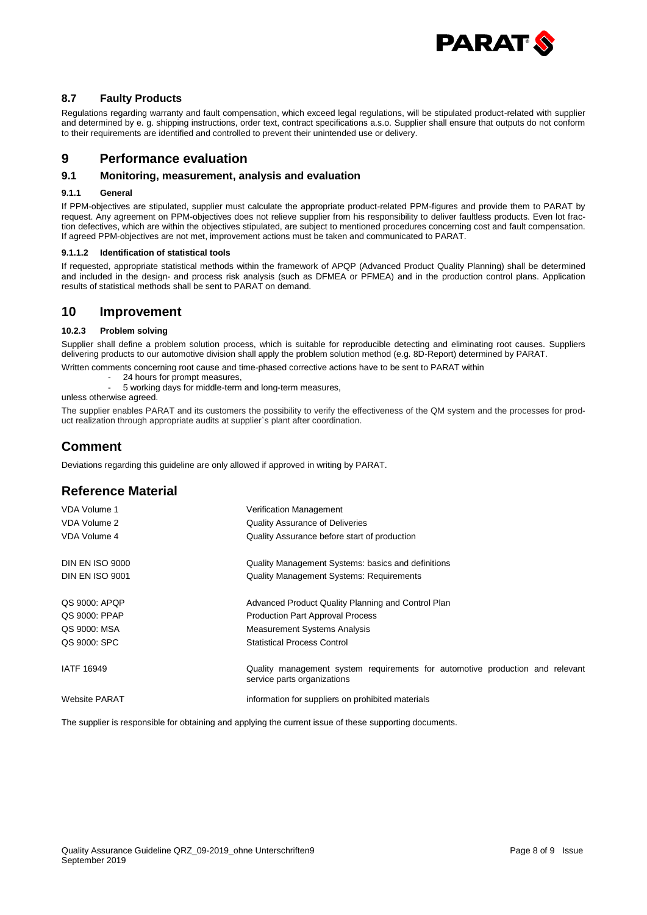### 8.7 Faulty Products

Regulations regarding warranty and fault compensation, which exceed legal regulations, will be stipulated product-related with supplier and determined by e. g. shipping instructions, order text, contract specifications a.s.o. Supplier shall ensure that outputs do not conform to their requirements are identified and controlled to prevent their unintended use or delivery.

## 9 Performance evaluation

### 9.1 Monitoring, measurement, analysis and evaluation

#### 9.1.1 General

If PPM-objectives are stipulated, supplier must calculate the appropriate product-related PPM-figures and provide them to PARAT by request. Any agreement on PPM-objectives does not relieve supplier from his responsibility to deliver faultless products. Even lot fraction defectives, which are within the objectives stipulated, are subject to mentioned procedures concerning cost and fault compensation. If agreed PPM-objectives are not met, improvement actions must be taken and communicated to PARAT.

#### 9.1.1.2 Identification of statistical tools

If requested, appropriate statistical methods within the framework of APQP (Advanced Product Quality Planning) shall be determined and included in the design- and process risk analysis (such as DFMEA or PFMEA) and in the production control plans. Application results of statistical methods shall be sent to PARAT on demand.

## 10 Improvement

#### 10.2.3 Problem solving

Supplier shall define a problem solution process, which is suitable for reproducible detecting and eliminating root causes. Suppliers delivering products to our automotive division shall apply the problem solution method (e.g. 8D-Report) determined by PARAT.

Written comments concerning root cause and time-phased corrective actions have to be sent to PARAT within

- 24 hours for prompt measures,
- 5 working days for middle-term and long-term measures,

unless otherwise agreed.

The supplier enables PARAT and its customers the possibility to verify the effectiveness of the QM system and the processes for product realization through appropriate audits at supplier`s plant after coordination.

## Comment

Deviations regarding this guideline are only allowed if approved in writing by PARAT.

## Reference Material

| | |
|---|---|
| VDA Volume 1 | Verification Management |
| VDA Volume 2 | Quality Assurance of Deliveries |
| VDA Volume 4 | Quality Assurance before start of production |
| DIN EN ISO 9000 | Quality Management Systems: basics and definitions |
| DIN EN ISO 9001 | Quality Management Systems: Requirements |
| QS 9000: APQP | Advanced Product Quality Planning and Control Plan |
| QS 9000: PPAP | Production Part Approval Process |
| QS 9000: MSA | Measurement Systems Analysis |
| QS 9000: SPC | Statistical Process Control |
| IATF 16949 | Quality management system requirements for automotive production and relevant service parts organizations |
| Website PARAT | information for suppliers on prohibited materials |

The supplier is responsible for obtaining and applying the current issue of these supporting documents.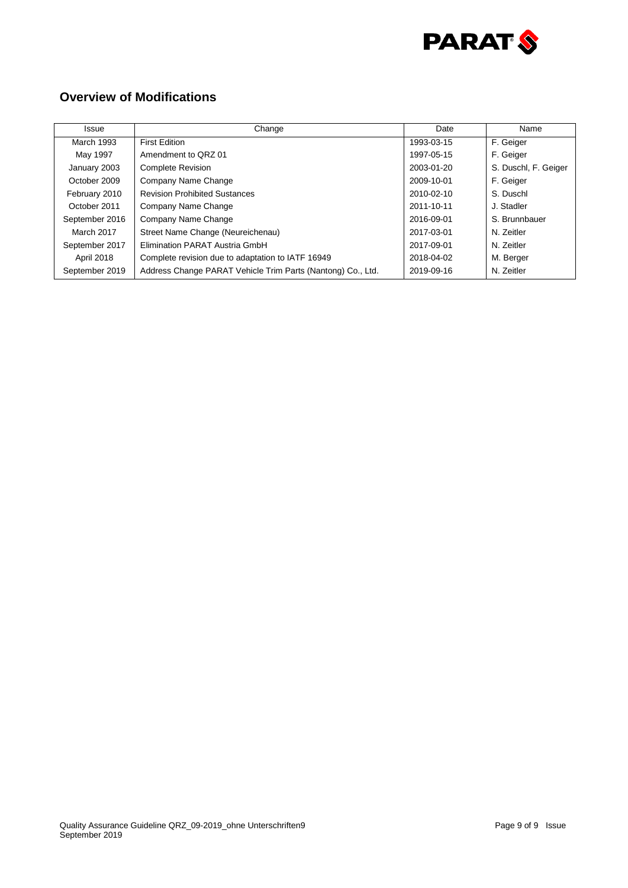## Overview of Modifications

| Issue | Change | Date | Name |
|---|---|---|---|
| March 1993 | First Edition | 1993-03-15 | F. Geiger |
| May 1997 | Amendment to QRZ 01 | 1997-05-15 | F. Geiger |
| January 2003 | Complete Revision | 2003-01-20 | S. Duschl, F. Geiger |
| October 2009 | Company Name Change | 2009-10-01 | F. Geiger |
| February 2010 | Revision Prohibited Sustances | 2010-02-10 | S. Duschl |
| October 2011 | Company Name Change | 2011-10-11 | J. Stadler |
| September 2016 | Company Name Change | 2016-09-01 | S. Brunnbauer |
| March 2017 | Street Name Change (Neureichenau) | 2017-03-01 | N. Zeitler |
| September 2017 | Elimination PARAT Austria GmbH | 2017-09-01 | N. Zeitler |
| April 2018 | Complete revision due to adaptation to IATF 16949 | 2018-04-02 | M. Berger |
| September 2019 | Address Change PARAT Vehicle Trim Parts (Nantong) Co., Ltd. | 2019-09-16 | N. Zeitler |